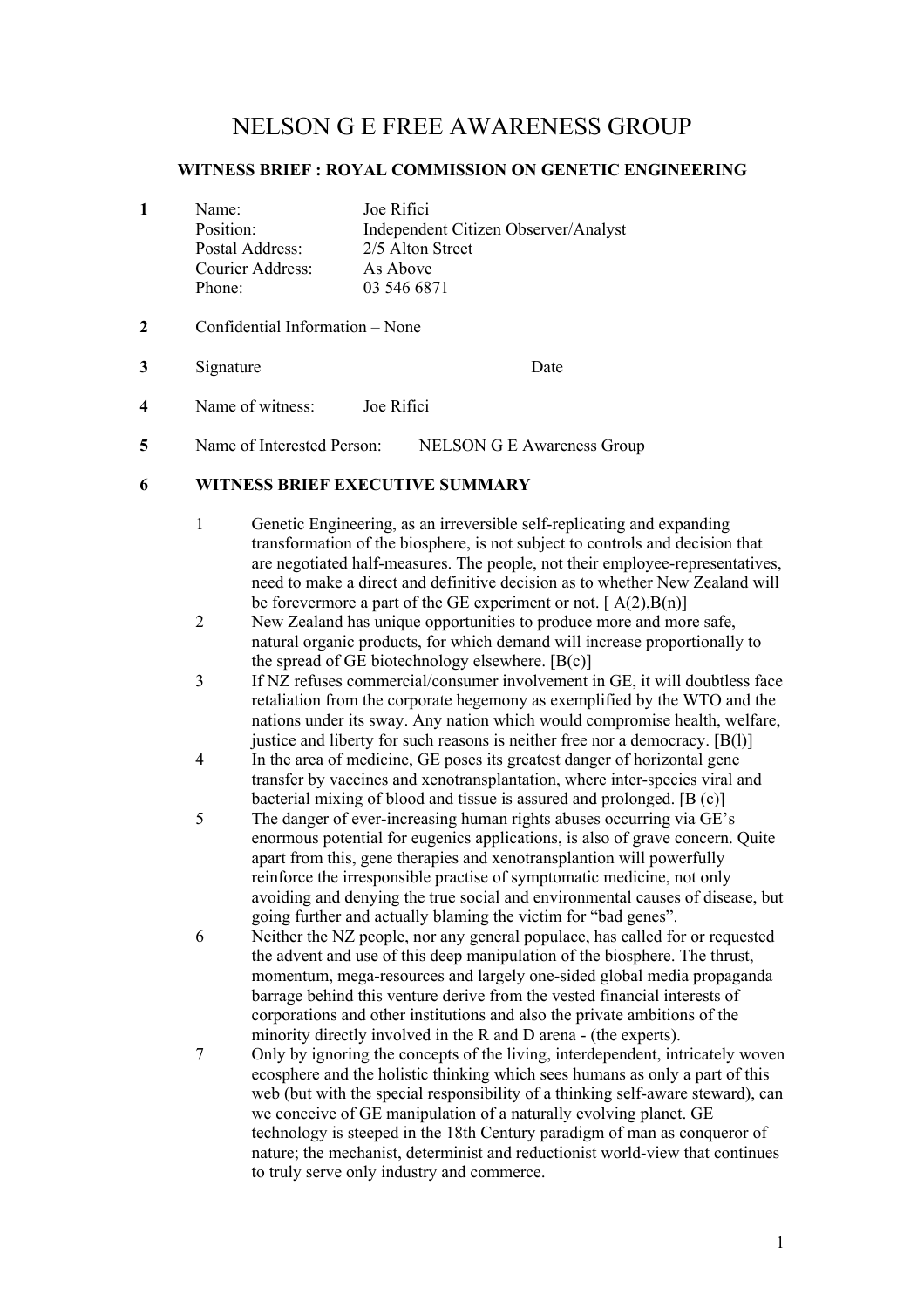# NELSON G E FREE AWARENESS GROUP

## WITNESS BRIEF : ROYAL COMMISSION ON GENETIC ENGINEERING

**1** Name: Joe Rifici
Position: Independent Citizen Observer/Analyst
Postal Address: 2/5 Alton Street
Courier Address: As Above
Phone: 03 546 6871

**2** Confidential Information – None

**3** Signature Date

**4** Name of witness: Joe Rifici

**5** Name of Interested Person: NELSON G E Awareness Group

**6** **WITNESS BRIEF EXECUTIVE SUMMARY**

1. Genetic Engineering, as an irreversible self-replicating and expanding transformation of the biosphere, is not subject to controls and decision that are negotiated half-measures. The people, not their employee-representatives, need to make a direct and definitive decision as to whether New Zealand will be forevermore a part of the GE experiment or not. [ A(2),B(n)]
2. New Zealand has unique opportunities to produce more and more safe, natural organic products, for which demand will increase proportionally to the spread of GE biotechnology elsewhere. [B(c)]
3. If NZ refuses commercial/consumer involvement in GE, it will doubtless face retaliation from the corporate hegemony as exemplified by the WTO and the nations under its sway. Any nation which would compromise health, welfare, justice and liberty for such reasons is neither free nor a democracy. [B(l)]
4. In the area of medicine, GE poses its greatest danger of horizontal gene transfer by vaccines and xenotransplantation, where inter-species viral and bacterial mixing of blood and tissue is assured and prolonged. [B (c)]
5. The danger of ever-increasing human rights abuses occurring via GE's enormous potential for eugenics applications, is also of grave concern. Quite apart from this, gene therapies and xenotransplantion will powerfully reinforce the irresponsible practise of symptomatic medicine, not only avoiding and denying the true social and environmental causes of disease, but going further and actually blaming the victim for "bad genes".
6. Neither the NZ people, nor any general populace, has called for or requested the advent and use of this deep manipulation of the biosphere. The thrust, momentum, mega-resources and largely one-sided global media propaganda barrage behind this venture derive from the vested financial interests of corporations and other institutions and also the private ambitions of the minority directly involved in the R and D arena - (the experts).
7. Only by ignoring the concepts of the living, interdependent, intricately woven ecosphere and the holistic thinking which sees humans as only a part of this web (but with the special responsibility of a thinking self-aware steward), can we conceive of GE manipulation of a naturally evolving planet. GE technology is steeped in the 18th Century paradigm of man as conqueror of nature; the mechanist, determinist and reductionist world-view that continues to truly serve only industry and commerce.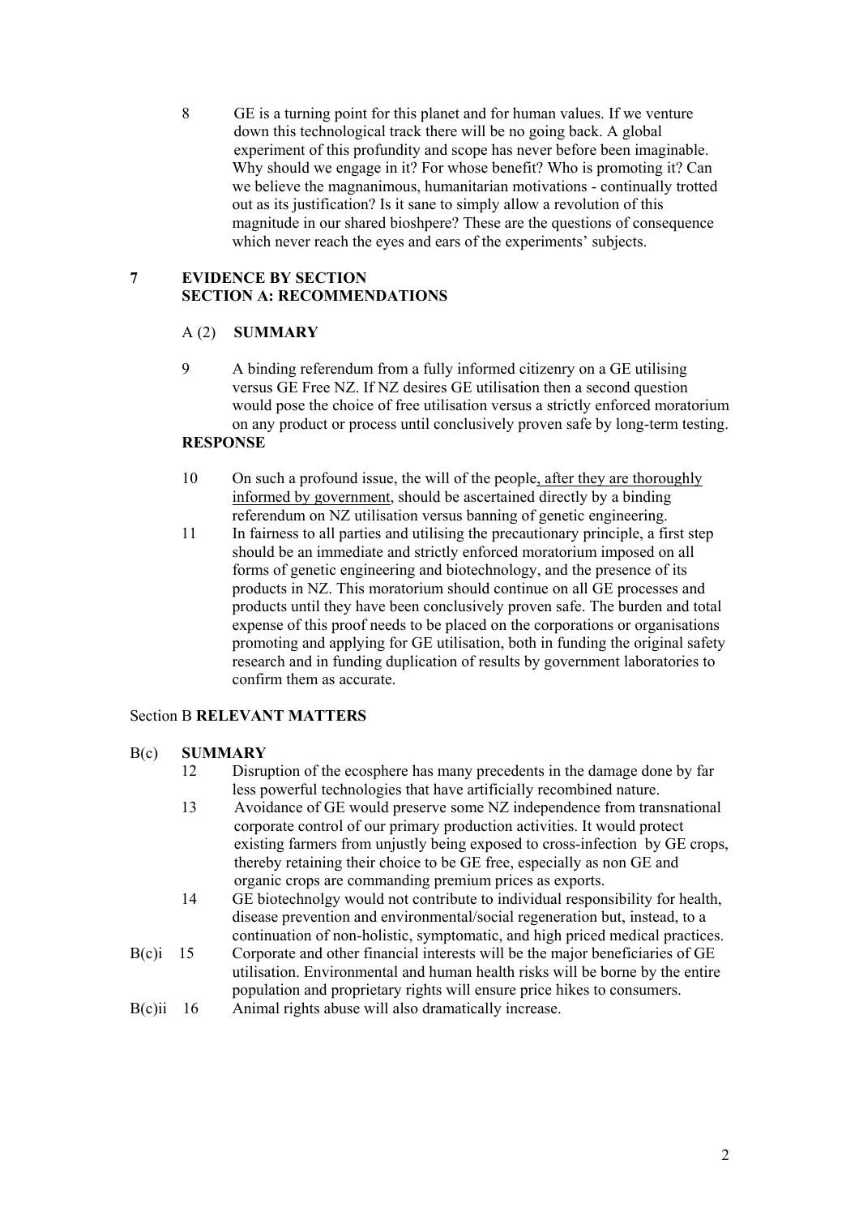8 GE is a turning point for this planet and for human values. If we venture down this technological track there will be no going back. A global experiment of this profundity and scope has never before been imaginable. Why should we engage in it? For whose benefit? Who is promoting it? Can we believe the magnanimous, humanitarian motivations - continually trotted out as its justification? Is it sane to simply allow a revolution of this magnitude in our shared bioshpere? These are the questions of consequence which never reach the eyes and ears of the experiments' subjects.

## 7 EVIDENCE BY SECTION
## SECTION A: RECOMMENDATIONS

### A (2) SUMMARY

9 A binding referendum from a fully informed citizenry on a GE utilising versus GE Free NZ. If NZ desires GE utilisation then a second question would pose the choice of free utilisation versus a strictly enforced moratorium on any product or process until conclusively proven safe by long-term testing.

**RESPONSE**

10 On such a profound issue, the will of the people, after they are thoroughly informed by government, should be ascertained directly by a binding referendum on NZ utilisation versus banning of genetic engineering.

11 In fairness to all parties and utilising the precautionary principle, a first step should be an immediate and strictly enforced moratorium imposed on all forms of genetic engineering and biotechnology, and the presence of its products in NZ. This moratorium should continue on all GE processes and products until they have been conclusively proven safe. The burden and total expense of this proof needs to be placed on the corporations or organisations promoting and applying for GE utilisation, both in funding the original safety research and in funding duplication of results by government laboratories to confirm them as accurate.

## Section B RELEVANT MATTERS

### B(c) SUMMARY

12 Disruption of the ecosphere has many precedents in the damage done by far less powerful technologies that have artificially recombined nature.

13 Avoidance of GE would preserve some NZ independence from transnational corporate control of our primary production activities. It would protect existing farmers from unjustly being exposed to cross-infection by GE crops, thereby retaining their choice to be GE free, especially as non GE and organic crops are commanding premium prices as exports.

14 GE biotechnolgy would not contribute to individual responsibility for health, disease prevention and environmental/social regeneration but, instead, to a continuation of non-holistic, symptomatic, and high priced medical practices.

B(c)i 15 Corporate and other financial interests will be the major beneficiaries of GE utilisation. Environmental and human health risks will be borne by the entire population and proprietary rights will ensure price hikes to consumers.

B(c)ii 16 Animal rights abuse will also dramatically increase.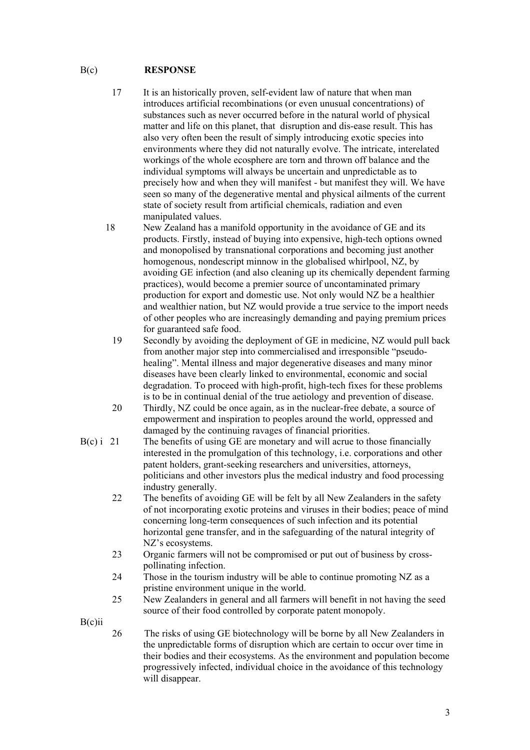B(c) **RESPONSE**

17 It is an historically proven, self-evident law of nature that when man introduces artificial recombinations (or even unusual concentrations) of substances such as never occurred before in the natural world of physical matter and life on this planet, that disruption and dis-ease result. This has also very often been the result of simply introducing exotic species into environments where they did not naturally evolve. The intricate, interelated workings of the whole ecosphere are torn and thrown off balance and the individual symptoms will always be uncertain and unpredictable as to precisely how and when they will manifest - but manifest they will. We have seen so many of the degenerative mental and physical ailments of the current state of society result from artificial chemicals, radiation and even manipulated values.

18 New Zealand has a manifold opportunity in the avoidance of GE and its products. Firstly, instead of buying into expensive, high-tech options owned and monopolised by transnational corporations and becoming just another homogenous, nondescript minnow in the globalised whirlpool, NZ, by avoiding GE infection (and also cleaning up its chemically dependent farming practices), would become a premier source of uncontaminated primary production for export and domestic use. Not only would NZ be a healthier and wealthier nation, but NZ would provide a true service to the import needs of other peoples who are increasingly demanding and paying premium prices for guaranteed safe food.

19 Secondly by avoiding the deployment of GE in medicine, NZ would pull back from another major step into commercialised and irresponsible "pseudo-healing". Mental illness and major degenerative diseases and many minor diseases have been clearly linked to environmental, economic and social degradation. To proceed with high-profit, high-tech fixes for these problems is to be in continual denial of the true aetiology and prevention of disease.

20 Thirdly, NZ could be once again, as in the nuclear-free debate, a source of empowerment and inspiration to peoples around the world, oppressed and damaged by the continuing ravages of financial priorities.

B(c) i 21 The benefits of using GE are monetary and will acrue to those financially interested in the promulgation of this technology, i.e. corporations and other patent holders, grant-seeking researchers and universities, attorneys, politicians and other investors plus the medical industry and food processing industry generally.

22 The benefits of avoiding GE will be felt by all New Zealanders in the safety of not incorporating exotic proteins and viruses in their bodies; peace of mind concerning long-term consequences of such infection and its potential horizontal gene transfer, and in the safeguarding of the natural integrity of NZ's ecosystems.

23 Organic farmers will not be compromised or put out of business by cross-pollinating infection.

24 Those in the tourism industry will be able to continue promoting NZ as a pristine environment unique in the world.

25 New Zealanders in general and all farmers will benefit in not having the seed source of their food controlled by corporate patent monopoly.

B(c)ii

26 The risks of using GE biotechnology will be borne by all New Zealanders in the unpredictable forms of disruption which are certain to occur over time in their bodies and their ecosystems. As the environment and population become progressively infected, individual choice in the avoidance of this technology will disappear.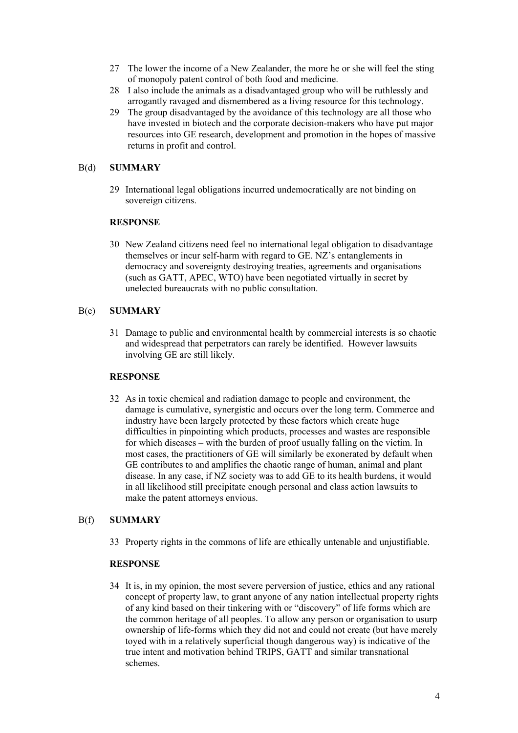27 The lower the income of a New Zealander, the more he or she will feel the sting of monopoly patent control of both food and medicine.

28 I also include the animals as a disadvantaged group who will be ruthlessly and arrogantly ravaged and dismembered as a living resource for this technology.

29 The group disadvantaged by the avoidance of this technology are all those who have invested in biotech and the corporate decision-makers who have put major resources into GE research, development and promotion in the hopes of massive returns in profit and control.

## B(d) SUMMARY

29 International legal obligations incurred undemocratically are not binding on sovereign citizens.

### RESPONSE

30 New Zealand citizens need feel no international legal obligation to disadvantage themselves or incur self-harm with regard to GE. NZ's entanglements in democracy and sovereignty destroying treaties, agreements and organisations (such as GATT, APEC, WTO) have been negotiated virtually in secret by unelected bureaucrats with no public consultation.

## B(e) SUMMARY

31 Damage to public and environmental health by commercial interests is so chaotic and widespread that perpetrators can rarely be identified. However lawsuits involving GE are still likely.

### RESPONSE

32 As in toxic chemical and radiation damage to people and environment, the damage is cumulative, synergistic and occurs over the long term. Commerce and industry have been largely protected by these factors which create huge difficulties in pinpointing which products, processes and wastes are responsible for which diseases – with the burden of proof usually falling on the victim. In most cases, the practitioners of GE will similarly be exonerated by default when GE contributes to and amplifies the chaotic range of human, animal and plant disease. In any case, if NZ society was to add GE to its health burdens, it would in all likelihood still precipitate enough personal and class action lawsuits to make the patent attorneys envious.

## B(f) SUMMARY

33 Property rights in the commons of life are ethically untenable and unjustifiable.

### RESPONSE

34 It is, in my opinion, the most severe perversion of justice, ethics and any rational concept of property law, to grant anyone of any nation intellectual property rights of any kind based on their tinkering with or "discovery" of life forms which are the common heritage of all peoples. To allow any person or organisation to usurp ownership of life-forms which they did not and could not create (but have merely toyed with in a relatively superficial though dangerous way) is indicative of the true intent and motivation behind TRIPS, GATT and similar transnational schemes.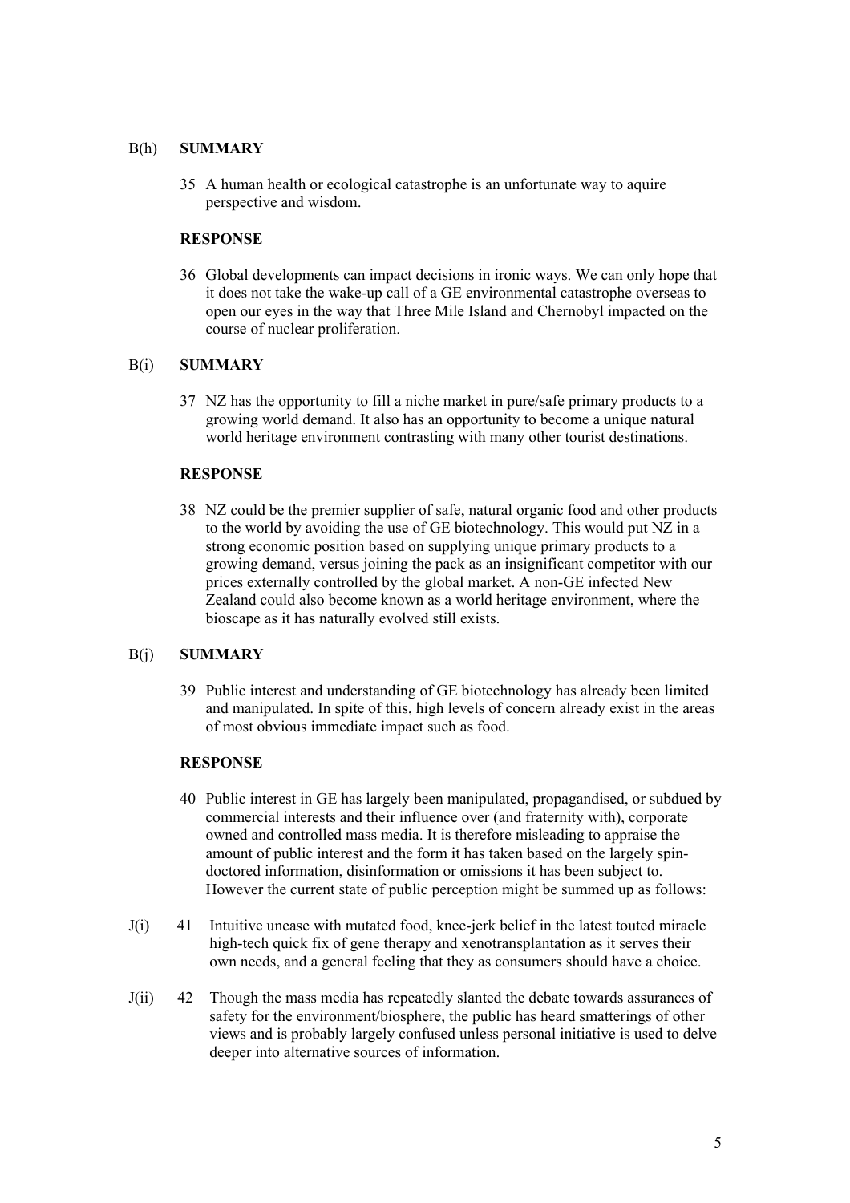B(h) **SUMMARY**

35 A human health or ecological catastrophe is an unfortunate way to aquire perspective and wisdom.

**RESPONSE**

36 Global developments can impact decisions in ironic ways. We can only hope that it does not take the wake-up call of a GE environmental catastrophe overseas to open our eyes in the way that Three Mile Island and Chernobyl impacted on the course of nuclear proliferation.

B(i) **SUMMARY**

37 NZ has the opportunity to fill a niche market in pure/safe primary products to a growing world demand. It also has an opportunity to become a unique natural world heritage environment contrasting with many other tourist destinations.

**RESPONSE**

38 NZ could be the premier supplier of safe, natural organic food and other products to the world by avoiding the use of GE biotechnology. This would put NZ in a strong economic position based on supplying unique primary products to a growing demand, versus joining the pack as an insignificant competitor with our prices externally controlled by the global market. A non-GE infected New Zealand could also become known as a world heritage environment, where the bioscape as it has naturally evolved still exists.

B(j) **SUMMARY**

39 Public interest and understanding of GE biotechnology has already been limited and manipulated. In spite of this, high levels of concern already exist in the areas of most obvious immediate impact such as food.

**RESPONSE**

40 Public interest in GE has largely been manipulated, propagandised, or subdued by commercial interests and their influence over (and fraternity with), corporate owned and controlled mass media. It is therefore misleading to appraise the amount of public interest and the form it has taken based on the largely spin-doctored information, disinformation or omissions it has been subject to. However the current state of public perception might be summed up as follows:

J(i) 41 Intuitive unease with mutated food, knee-jerk belief in the latest touted miracle high-tech quick fix of gene therapy and xenotransplantation as it serves their own needs, and a general feeling that they as consumers should have a choice.

J(ii) 42 Though the mass media has repeatedly slanted the debate towards assurances of safety for the environment/biosphere, the public has heard smatterings of other views and is probably largely confused unless personal initiative is used to delve deeper into alternative sources of information.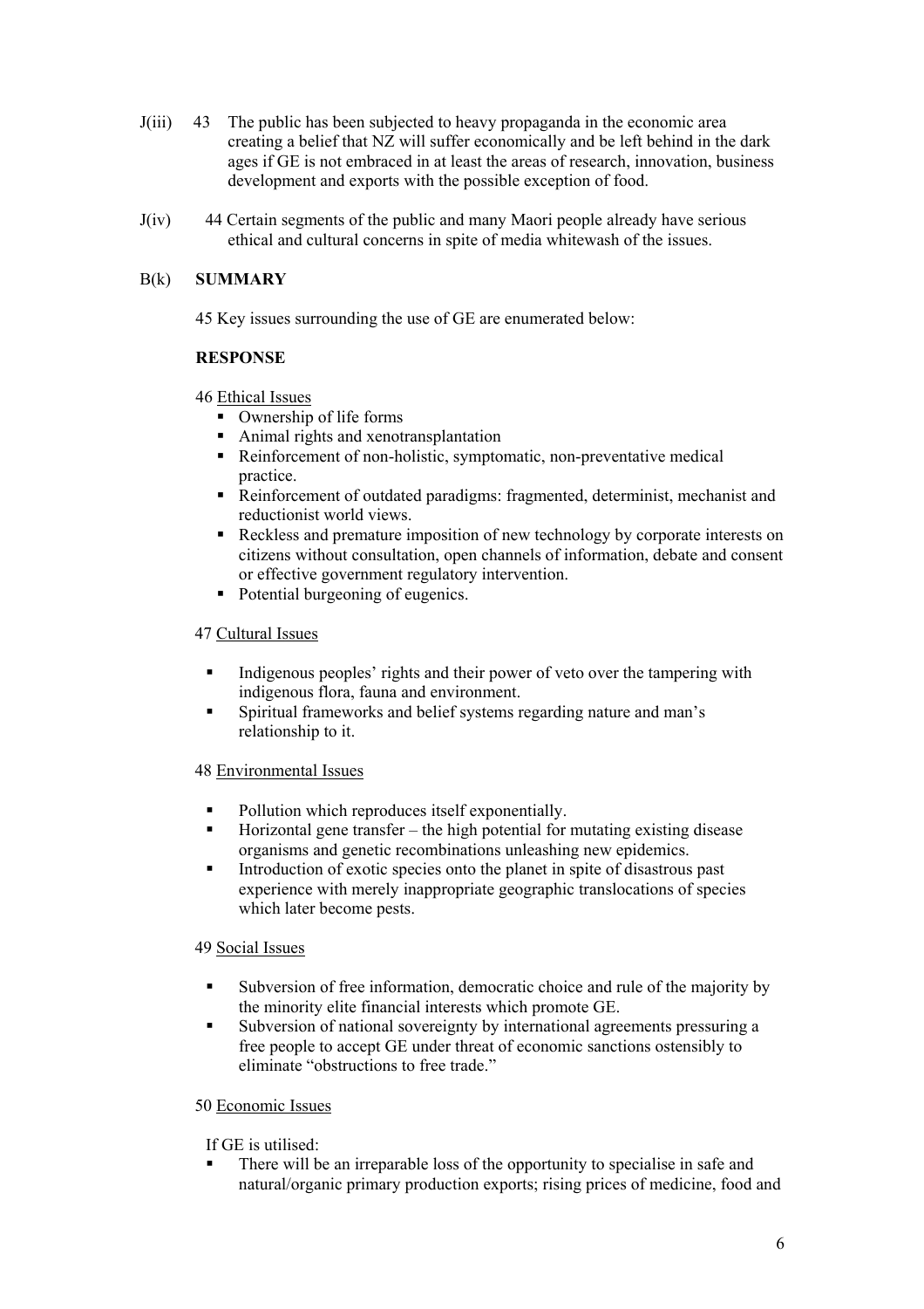J(iii) 43 The public has been subjected to heavy propaganda in the economic area creating a belief that NZ will suffer economically and be left behind in the dark ages if GE is not embraced in at least the areas of research, innovation, business development and exports with the possible exception of food.

J(iv) 44 Certain segments of the public and many Maori people already have serious ethical and cultural concerns in spite of media whitewash of the issues.

## B(k) SUMMARY

45 Key issues surrounding the use of GE are enumerated below:

**RESPONSE**

46 Ethical Issues

- Ownership of life forms
- Animal rights and xenotransplantation
- Reinforcement of non-holistic, symptomatic, non-preventative medical practice.
- Reinforcement of outdated paradigms: fragmented, determinist, mechanist and reductionist world views.
- Reckless and premature imposition of new technology by corporate interests on citizens without consultation, open channels of information, debate and consent or effective government regulatory intervention.
- Potential burgeoning of eugenics.

47 Cultural Issues

- Indigenous peoples' rights and their power of veto over the tampering with indigenous flora, fauna and environment.
- Spiritual frameworks and belief systems regarding nature and man's relationship to it.

48 Environmental Issues

- Pollution which reproduces itself exponentially.
- Horizontal gene transfer – the high potential for mutating existing disease organisms and genetic recombinations unleashing new epidemics.
- Introduction of exotic species onto the planet in spite of disastrous past experience with merely inappropriate geographic translocations of species which later become pests.

49 Social Issues

- Subversion of free information, democratic choice and rule of the majority by the minority elite financial interests which promote GE.
- Subversion of national sovereignty by international agreements pressuring a free people to accept GE under threat of economic sanctions ostensibly to eliminate "obstructions to free trade."

50 Economic Issues

If GE is utilised:

- There will be an irreparable loss of the opportunity to specialise in safe and natural/organic primary production exports; rising prices of medicine, food and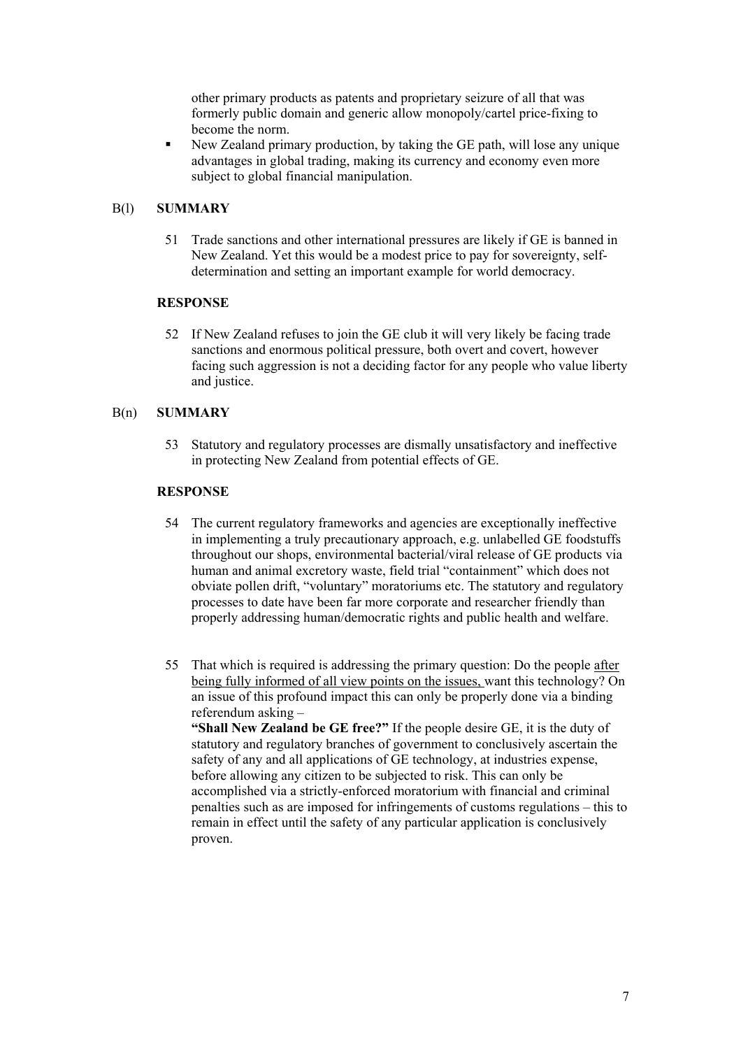other primary products as patents and proprietary seizure of all that was formerly public domain and generic allow monopoly/cartel price-fixing to become the norm.

- New Zealand primary production, by taking the GE path, will lose any unique advantages in global trading, making its currency and economy even more subject to global financial manipulation.

B(l) **SUMMARY**

51 Trade sanctions and other international pressures are likely if GE is banned in New Zealand. Yet this would be a modest price to pay for sovereignty, self-determination and setting an important example for world democracy.

**RESPONSE**

52 If New Zealand refuses to join the GE club it will very likely be facing trade sanctions and enormous political pressure, both overt and covert, however facing such aggression is not a deciding factor for any people who value liberty and justice.

B(n) **SUMMARY**

53 Statutory and regulatory processes are dismally unsatisfactory and ineffective in protecting New Zealand from potential effects of GE.

**RESPONSE**

54 The current regulatory frameworks and agencies are exceptionally ineffective in implementing a truly precautionary approach, e.g. unlabelled GE foodstuffs throughout our shops, environmental bacterial/viral release of GE products via human and animal excretory waste, field trial "containment" which does not obviate pollen drift, "voluntary" moratoriums etc. The statutory and regulatory processes to date have been far more corporate and researcher friendly than properly addressing human/democratic rights and public health and welfare.

55 That which is required is addressing the primary question: Do the people after being fully informed of all view points on the issues, want this technology? On an issue of this profound impact this can only be properly done via a binding referendum asking –
**"Shall New Zealand be GE free?"** If the people desire GE, it is the duty of statutory and regulatory branches of government to conclusively ascertain the safety of any and all applications of GE technology, at industries expense, before allowing any citizen to be subjected to risk. This can only be accomplished via a strictly-enforced moratorium with financial and criminal penalties such as are imposed for infringements of customs regulations – this to remain in effect until the safety of any particular application is conclusively proven.